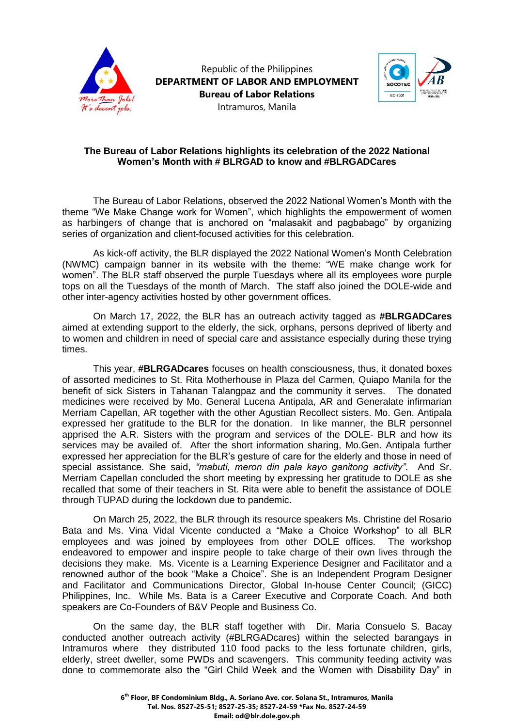Republic of the Philippines
**DEPARTMENT OF LABOR AND EMPLOYMENT**
**Bureau of Labor Relations**
Intramuros, Manila

## The Bureau of Labor Relations highlights its celebration of the 2022 National Women's Month with # BLRGAD to know and #BLRGADCares

The Bureau of Labor Relations, observed the 2022 National Women's Month with the theme "We Make Change work for Women", which highlights the empowerment of women as harbingers of change that is anchored on "malasakit and pagbabago" by organizing series of organization and client-focused activities for this celebration.

As kick-off activity, the BLR displayed the 2022 National Women's Month Celebration (NWMC) campaign banner in its website with the theme: "WE make change work for women". The BLR staff observed the purple Tuesdays where all its employees wore purple tops on all the Tuesdays of the month of March. The staff also joined the DOLE-wide and other inter-agency activities hosted by other government offices.

On March 17, 2022, the BLR has an outreach activity tagged as **#BLRGADCares** aimed at extending support to the elderly, the sick, orphans, persons deprived of liberty and to women and children in need of special care and assistance especially during these trying times.

This year, **#BLRGADcares** focuses on health consciousness, thus, it donated boxes of assorted medicines to St. Rita Motherhouse in Plaza del Carmen, Quiapo Manila for the benefit of sick Sisters in Tahanan Talangpaz and the community it serves. The donated medicines were received by Mo. General Lucena Antipala, AR and Generalate infirmarian Merriam Capellan, AR together with the other Agustian Recollect sisters. Mo. Gen. Antipala expressed her gratitude to the BLR for the donation. In like manner, the BLR personnel apprised the A.R. Sisters with the program and services of the DOLE- BLR and how its services may be availed of. After the short information sharing, Mo.Gen. Antipala further expressed her appreciation for the BLR's gesture of care for the elderly and those in need of special assistance. She said, *"mabuti, meron din pala kayo ganitong activity"*. And Sr. Merriam Capellan concluded the short meeting by expressing her gratitude to DOLE as she recalled that some of their teachers in St. Rita were able to benefit the assistance of DOLE through TUPAD during the lockdown due to pandemic.

On March 25, 2022, the BLR through its resource speakers Ms. Christine del Rosario Bata and Ms. Vina Vidal Vicente conducted a "Make a Choice Workshop" to all BLR employees and was joined by employees from other DOLE offices. The workshop endeavored to empower and inspire people to take charge of their own lives through the decisions they make. Ms. Vicente is a Learning Experience Designer and Facilitator and a renowned author of the book "Make a Choice". She is an Independent Program Designer and Facilitator and Communications Director, Global In-house Center Council; (GICC) Philippines, Inc. While Ms. Bata is a Career Executive and Corporate Coach. And both speakers are Co-Founders of B&V People and Business Co.

On the same day, the BLR staff together with Dir. Maria Consuelo S. Bacay conducted another outreach activity (#BLRGADcares) within the selected barangays in Intramuros where they distributed 110 food packs to the less fortunate children, girls, elderly, street dweller, some PWDs and scavengers. This community feeding activity was done to commemorate also the "Girl Child Week and the Women with Disability Day" in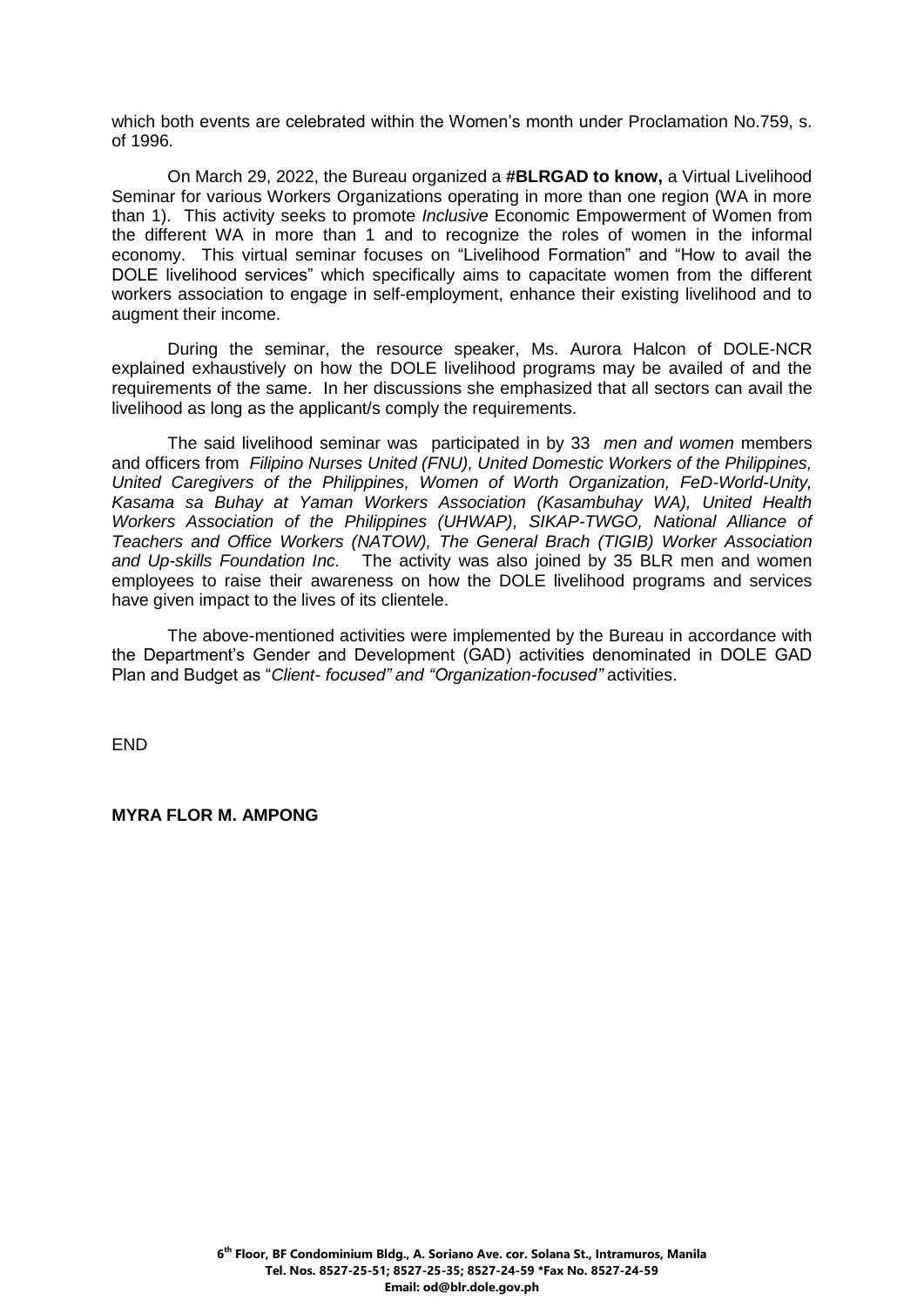which both events are celebrated within the Women's month under Proclamation No.759, s. of 1996.

On March 29, 2022, the Bureau organized a **#BLRGAD to know,** a Virtual Livelihood Seminar for various Workers Organizations operating in more than one region (WA in more than 1). This activity seeks to promote *Inclusive* Economic Empowerment of Women from the different WA in more than 1 and to recognize the roles of women in the informal economy. This virtual seminar focuses on "Livelihood Formation" and "How to avail the DOLE livelihood services" which specifically aims to capacitate women from the different workers association to engage in self-employment, enhance their existing livelihood and to augment their income.

During the seminar, the resource speaker, Ms. Aurora Halcon of DOLE-NCR explained exhaustively on how the DOLE livelihood programs may be availed of and the requirements of the same. In her discussions she emphasized that all sectors can avail the livelihood as long as the applicant/s comply the requirements.

The said livelihood seminar was participated in by 33 *men and women* members and officers from *Filipino Nurses United (FNU), United Domestic Workers of the Philippines, United Caregivers of the Philippines, Women of Worth Organization, FeD-World-Unity, Kasama sa Buhay at Yaman Workers Association (Kasambuhay WA), United Health Workers Association of the Philippines (UHWAP), SIKAP-TWGO, National Alliance of Teachers and Office Workers (NATOW), The General Brach (TIGIB) Worker Association and Up-skills Foundation Inc.* The activity was also joined by 35 BLR men and women employees to raise their awareness on how the DOLE livelihood programs and services have given impact to the lives of its clientele.

The above-mentioned activities were implemented by the Bureau in accordance with the Department's Gender and Development (GAD) activities denominated in DOLE GAD Plan and Budget as "*Client- focused" and "Organization-focused"* activities.

END

**MYRA FLOR M. AMPONG**